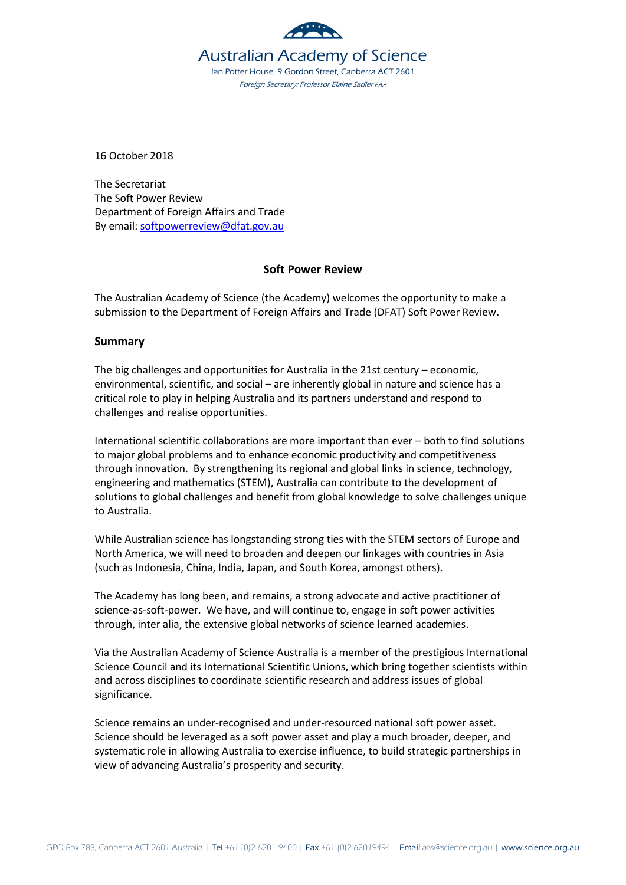Australian Academy of Science

Ian Potter House, 9 Gordon Street, Canberra ACT 2601

*Foreign Secretary: Professor Elaine Sadler FAA*

16 October 2018

The Secretariat
The Soft Power Review
Department of Foreign Affairs and Trade
By email: softpowerreview@dfat.gov.au

**Soft Power Review**

The Australian Academy of Science (the Academy) welcomes the opportunity to make a submission to the Department of Foreign Affairs and Trade (DFAT) Soft Power Review.

## Summary

The big challenges and opportunities for Australia in the 21st century – economic, environmental, scientific, and social – are inherently global in nature and science has a critical role to play in helping Australia and its partners understand and respond to challenges and realise opportunities.

International scientific collaborations are more important than ever – both to find solutions to major global problems and to enhance economic productivity and competitiveness through innovation. By strengthening its regional and global links in science, technology, engineering and mathematics (STEM), Australia can contribute to the development of solutions to global challenges and benefit from global knowledge to solve challenges unique to Australia.

While Australian science has longstanding strong ties with the STEM sectors of Europe and North America, we will need to broaden and deepen our linkages with countries in Asia (such as Indonesia, China, India, Japan, and South Korea, amongst others).

The Academy has long been, and remains, a strong advocate and active practitioner of science-as-soft-power. We have, and will continue to, engage in soft power activities through, inter alia, the extensive global networks of science learned academies.

Via the Australian Academy of Science Australia is a member of the prestigious International Science Council and its International Scientific Unions, which bring together scientists within and across disciplines to coordinate scientific research and address issues of global significance.

Science remains an under-recognised and under-resourced national soft power asset. Science should be leveraged as a soft power asset and play a much broader, deeper, and systematic role in allowing Australia to exercise influence, to build strategic partnerships in view of advancing Australia's prosperity and security.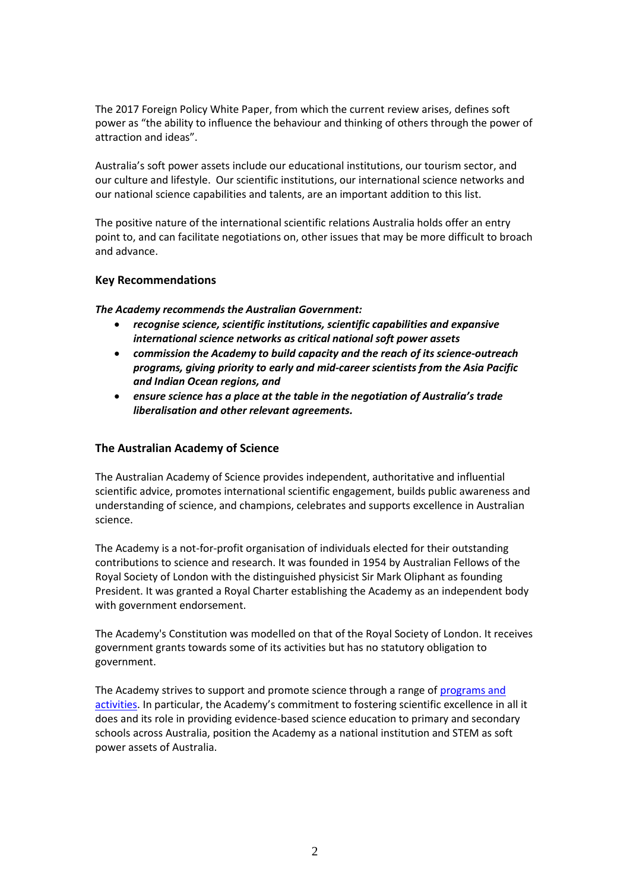The 2017 Foreign Policy White Paper, from which the current review arises, defines soft power as "the ability to influence the behaviour and thinking of others through the power of attraction and ideas".

Australia's soft power assets include our educational institutions, our tourism sector, and our culture and lifestyle. Our scientific institutions, our international science networks and our national science capabilities and talents, are an important addition to this list.

The positive nature of the international scientific relations Australia holds offer an entry point to, and can facilitate negotiations on, other issues that may be more difficult to broach and advance.

## Key Recommendations

***The Academy recommends the Australian Government:***

- ***recognise science, scientific institutions, scientific capabilities and expansive international science networks as critical national soft power assets***
- ***commission the Academy to build capacity and the reach of its science-outreach programs, giving priority to early and mid-career scientists from the Asia Pacific and Indian Ocean regions, and***
- ***ensure science has a place at the table in the negotiation of Australia's trade liberalisation and other relevant agreements.***

## The Australian Academy of Science

The Australian Academy of Science provides independent, authoritative and influential scientific advice, promotes international scientific engagement, builds public awareness and understanding of science, and champions, celebrates and supports excellence in Australian science.

The Academy is a not-for-profit organisation of individuals elected for their outstanding contributions to science and research. It was founded in 1954 by Australian Fellows of the Royal Society of London with the distinguished physicist Sir Mark Oliphant as founding President. It was granted a Royal Charter establishing the Academy as an independent body with government endorsement.

The Academy's Constitution was modelled on that of the Royal Society of London. It receives government grants towards some of its activities but has no statutory obligation to government.

The Academy strives to support and promote science through a range of programs and activities. In particular, the Academy's commitment to fostering scientific excellence in all it does and its role in providing evidence-based science education to primary and secondary schools across Australia, position the Academy as a national institution and STEM as soft power assets of Australia.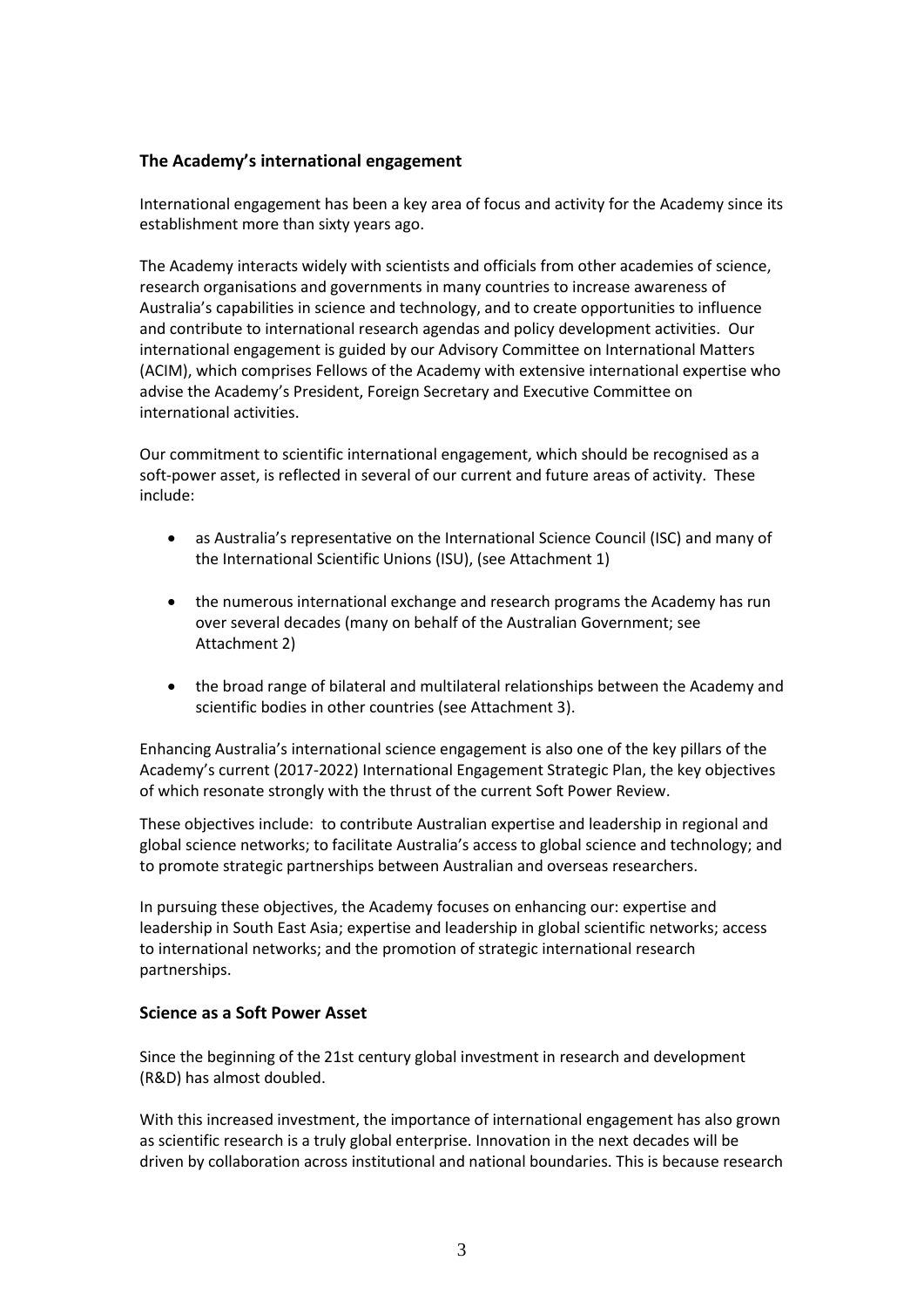## The Academy's international engagement

International engagement has been a key area of focus and activity for the Academy since its establishment more than sixty years ago.

The Academy interacts widely with scientists and officials from other academies of science, research organisations and governments in many countries to increase awareness of Australia's capabilities in science and technology, and to create opportunities to influence and contribute to international research agendas and policy development activities. Our international engagement is guided by our Advisory Committee on International Matters (ACIM), which comprises Fellows of the Academy with extensive international expertise who advise the Academy's President, Foreign Secretary and Executive Committee on international activities.

Our commitment to scientific international engagement, which should be recognised as a soft-power asset, is reflected in several of our current and future areas of activity. These include:

- as Australia's representative on the International Science Council (ISC) and many of the International Scientific Unions (ISU), (see Attachment 1)
- the numerous international exchange and research programs the Academy has run over several decades (many on behalf of the Australian Government; see Attachment 2)
- the broad range of bilateral and multilateral relationships between the Academy and scientific bodies in other countries (see Attachment 3).

Enhancing Australia's international science engagement is also one of the key pillars of the Academy's current (2017-2022) International Engagement Strategic Plan, the key objectives of which resonate strongly with the thrust of the current Soft Power Review.

These objectives include: to contribute Australian expertise and leadership in regional and global science networks; to facilitate Australia's access to global science and technology; and to promote strategic partnerships between Australian and overseas researchers.

In pursuing these objectives, the Academy focuses on enhancing our: expertise and leadership in South East Asia; expertise and leadership in global scientific networks; access to international networks; and the promotion of strategic international research partnerships.

## Science as a Soft Power Asset

Since the beginning of the 21st century global investment in research and development (R&D) has almost doubled.

With this increased investment, the importance of international engagement has also grown as scientific research is a truly global enterprise. Innovation in the next decades will be driven by collaboration across institutional and national boundaries. This is because research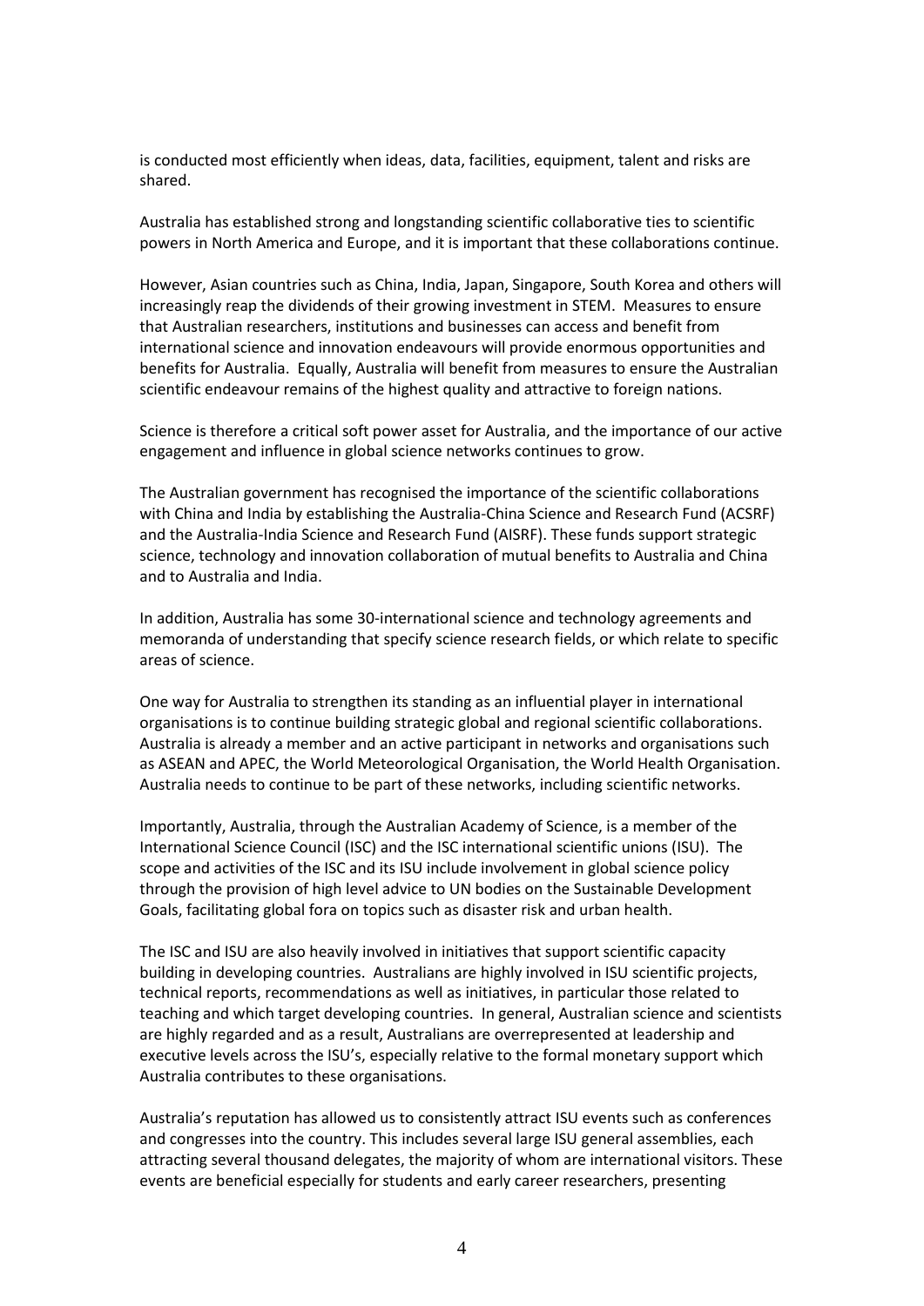is conducted most efficiently when ideas, data, facilities, equipment, talent and risks are shared.

Australia has established strong and longstanding scientific collaborative ties to scientific powers in North America and Europe, and it is important that these collaborations continue.

However, Asian countries such as China, India, Japan, Singapore, South Korea and others will increasingly reap the dividends of their growing investment in STEM. Measures to ensure that Australian researchers, institutions and businesses can access and benefit from international science and innovation endeavours will provide enormous opportunities and benefits for Australia. Equally, Australia will benefit from measures to ensure the Australian scientific endeavour remains of the highest quality and attractive to foreign nations.

Science is therefore a critical soft power asset for Australia, and the importance of our active engagement and influence in global science networks continues to grow.

The Australian government has recognised the importance of the scientific collaborations with China and India by establishing the Australia-China Science and Research Fund (ACSRF) and the Australia-India Science and Research Fund (AISRF). These funds support strategic science, technology and innovation collaboration of mutual benefits to Australia and China and to Australia and India.

In addition, Australia has some 30-international science and technology agreements and memoranda of understanding that specify science research fields, or which relate to specific areas of science.

One way for Australia to strengthen its standing as an influential player in international organisations is to continue building strategic global and regional scientific collaborations. Australia is already a member and an active participant in networks and organisations such as ASEAN and APEC, the World Meteorological Organisation, the World Health Organisation. Australia needs to continue to be part of these networks, including scientific networks.

Importantly, Australia, through the Australian Academy of Science, is a member of the International Science Council (ISC) and the ISC international scientific unions (ISU). The scope and activities of the ISC and its ISU include involvement in global science policy through the provision of high level advice to UN bodies on the Sustainable Development Goals, facilitating global fora on topics such as disaster risk and urban health.

The ISC and ISU are also heavily involved in initiatives that support scientific capacity building in developing countries. Australians are highly involved in ISU scientific projects, technical reports, recommendations as well as initiatives, in particular those related to teaching and which target developing countries. In general, Australian science and scientists are highly regarded and as a result, Australians are overrepresented at leadership and executive levels across the ISU's, especially relative to the formal monetary support which Australia contributes to these organisations.

Australia's reputation has allowed us to consistently attract ISU events such as conferences and congresses into the country. This includes several large ISU general assemblies, each attracting several thousand delegates, the majority of whom are international visitors. These events are beneficial especially for students and early career researchers, presenting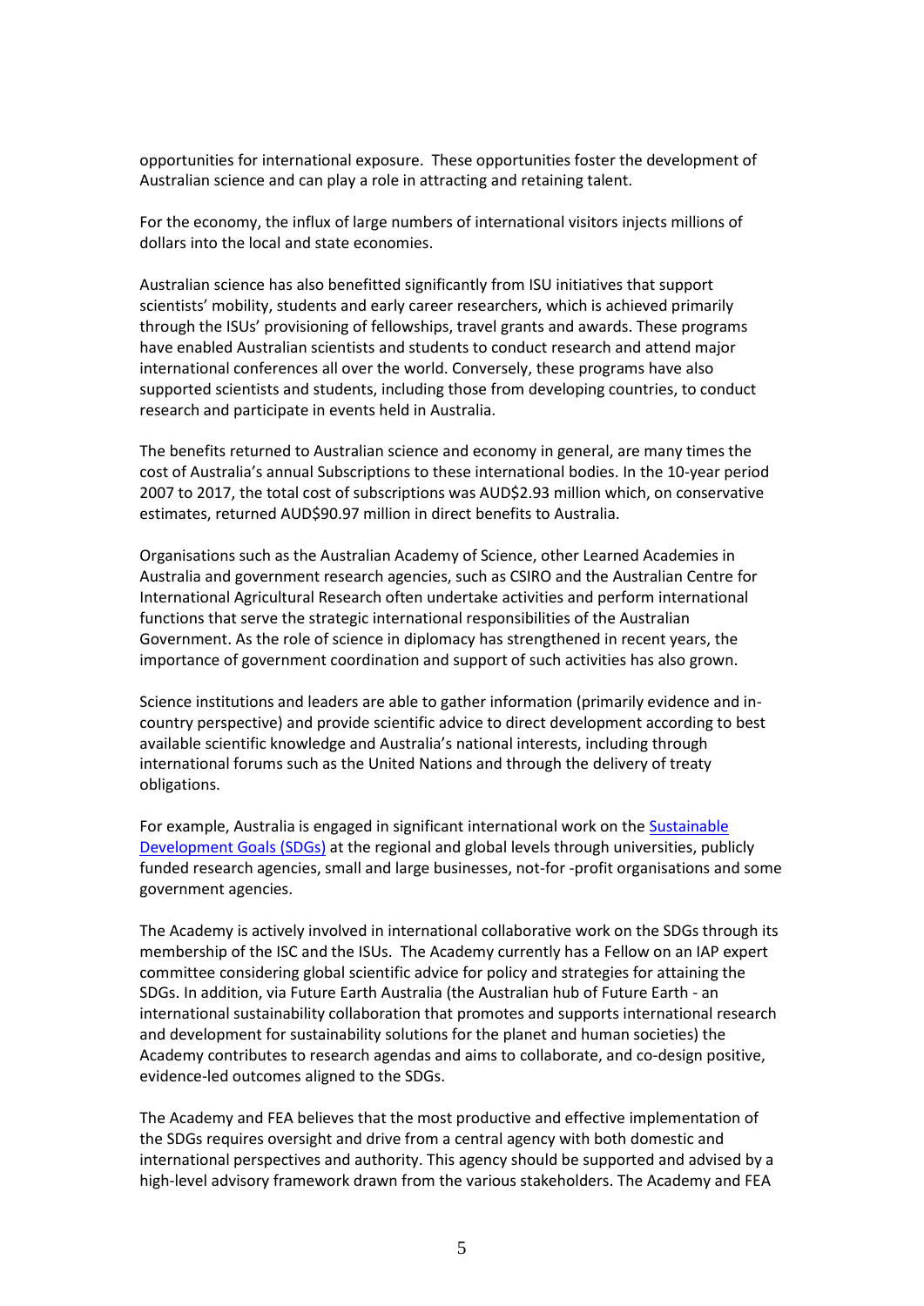opportunities for international exposure. These opportunities foster the development of Australian science and can play a role in attracting and retaining talent.

For the economy, the influx of large numbers of international visitors injects millions of dollars into the local and state economies.

Australian science has also benefitted significantly from ISU initiatives that support scientists' mobility, students and early career researchers, which is achieved primarily through the ISUs' provisioning of fellowships, travel grants and awards. These programs have enabled Australian scientists and students to conduct research and attend major international conferences all over the world. Conversely, these programs have also supported scientists and students, including those from developing countries, to conduct research and participate in events held in Australia.

The benefits returned to Australian science and economy in general, are many times the cost of Australia's annual Subscriptions to these international bodies. In the 10-year period 2007 to 2017, the total cost of subscriptions was AUD$2.93 million which, on conservative estimates, returned AUD$90.97 million in direct benefits to Australia.

Organisations such as the Australian Academy of Science, other Learned Academies in Australia and government research agencies, such as CSIRO and the Australian Centre for International Agricultural Research often undertake activities and perform international functions that serve the strategic international responsibilities of the Australian Government. As the role of science in diplomacy has strengthened in recent years, the importance of government coordination and support of such activities has also grown.

Science institutions and leaders are able to gather information (primarily evidence and in-country perspective) and provide scientific advice to direct development according to best available scientific knowledge and Australia's national interests, including through international forums such as the United Nations and through the delivery of treaty obligations.

For example, Australia is engaged in significant international work on the Sustainable Development Goals (SDGs) at the regional and global levels through universities, publicly funded research agencies, small and large businesses, not-for -profit organisations and some government agencies.

The Academy is actively involved in international collaborative work on the SDGs through its membership of the ISC and the ISUs. The Academy currently has a Fellow on an IAP expert committee considering global scientific advice for policy and strategies for attaining the SDGs. In addition, via Future Earth Australia (the Australian hub of Future Earth - an international sustainability collaboration that promotes and supports international research and development for sustainability solutions for the planet and human societies) the Academy contributes to research agendas and aims to collaborate, and co-design positive, evidence-led outcomes aligned to the SDGs.

The Academy and FEA believes that the most productive and effective implementation of the SDGs requires oversight and drive from a central agency with both domestic and international perspectives and authority. This agency should be supported and advised by a high-level advisory framework drawn from the various stakeholders. The Academy and FEA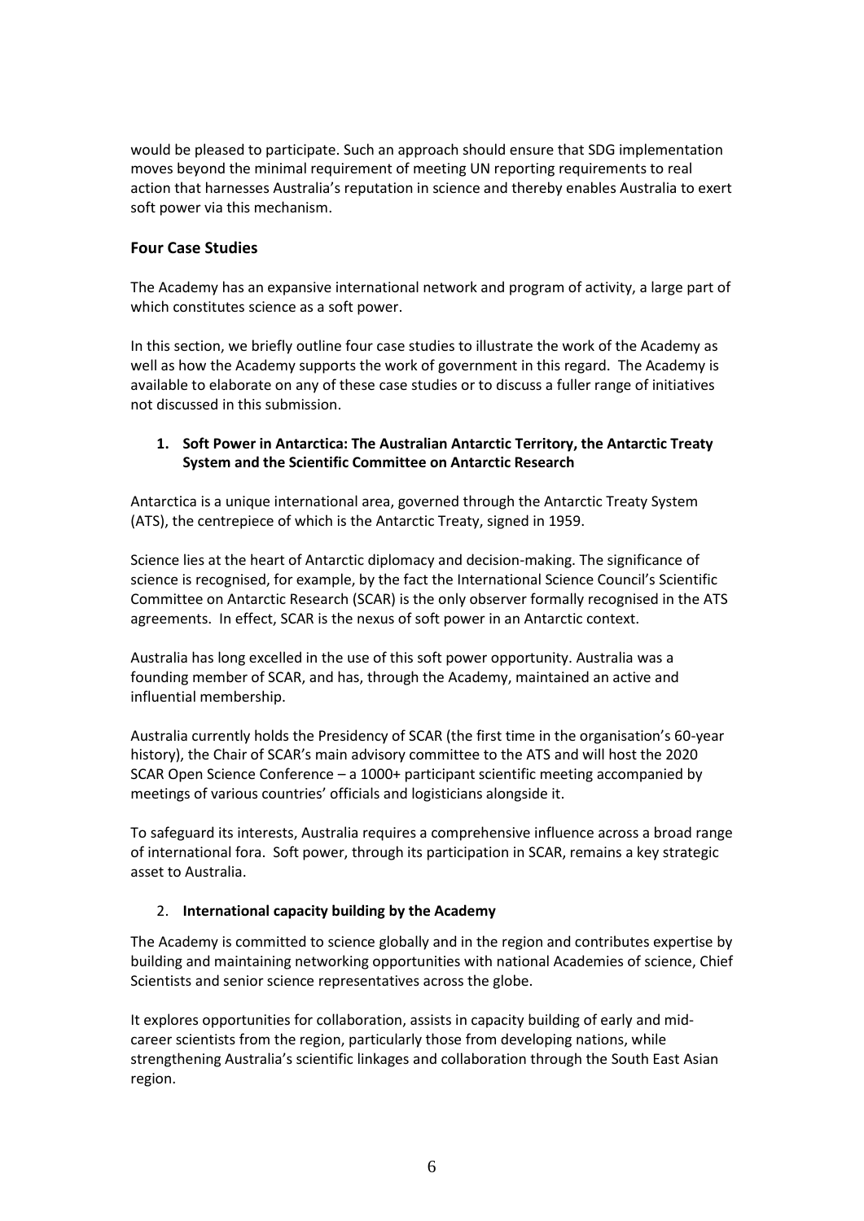would be pleased to participate. Such an approach should ensure that SDG implementation moves beyond the minimal requirement of meeting UN reporting requirements to real action that harnesses Australia's reputation in science and thereby enables Australia to exert soft power via this mechanism.

## Four Case Studies

The Academy has an expansive international network and program of activity, a large part of which constitutes science as a soft power.

In this section, we briefly outline four case studies to illustrate the work of the Academy as well as how the Academy supports the work of government in this regard. The Academy is available to elaborate on any of these case studies or to discuss a fuller range of initiatives not discussed in this submission.

### 1. Soft Power in Antarctica: The Australian Antarctic Territory, the Antarctic Treaty System and the Scientific Committee on Antarctic Research

Antarctica is a unique international area, governed through the Antarctic Treaty System (ATS), the centrepiece of which is the Antarctic Treaty, signed in 1959.

Science lies at the heart of Antarctic diplomacy and decision-making. The significance of science is recognised, for example, by the fact the International Science Council's Scientific Committee on Antarctic Research (SCAR) is the only observer formally recognised in the ATS agreements. In effect, SCAR is the nexus of soft power in an Antarctic context.

Australia has long excelled in the use of this soft power opportunity. Australia was a founding member of SCAR, and has, through the Academy, maintained an active and influential membership.

Australia currently holds the Presidency of SCAR (the first time in the organisation's 60-year history), the Chair of SCAR's main advisory committee to the ATS and will host the 2020 SCAR Open Science Conference – a 1000+ participant scientific meeting accompanied by meetings of various countries' officials and logisticians alongside it.

To safeguard its interests, Australia requires a comprehensive influence across a broad range of international fora. Soft power, through its participation in SCAR, remains a key strategic asset to Australia.

### 2. International capacity building by the Academy

The Academy is committed to science globally and in the region and contributes expertise by building and maintaining networking opportunities with national Academies of science, Chief Scientists and senior science representatives across the globe.

It explores opportunities for collaboration, assists in capacity building of early and mid-career scientists from the region, particularly those from developing nations, while strengthening Australia's scientific linkages and collaboration through the South East Asian region.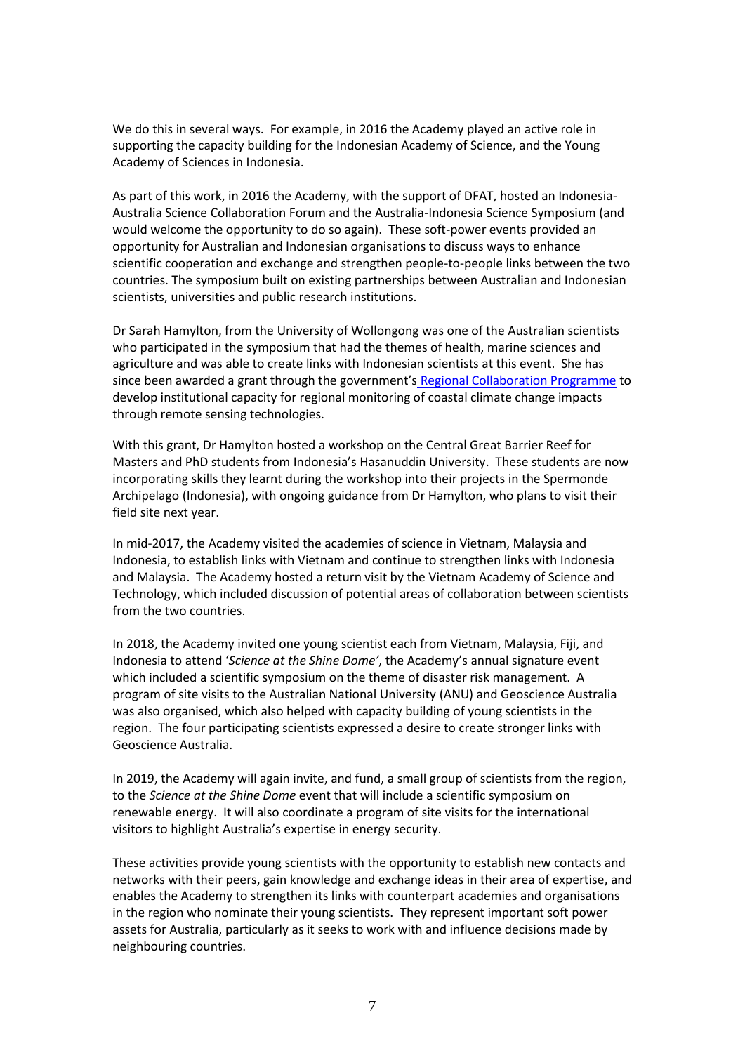We do this in several ways. For example, in 2016 the Academy played an active role in supporting the capacity building for the Indonesian Academy of Science, and the Young Academy of Sciences in Indonesia.

As part of this work, in 2016 the Academy, with the support of DFAT, hosted an Indonesia-Australia Science Collaboration Forum and the Australia-Indonesia Science Symposium (and would welcome the opportunity to do so again). These soft-power events provided an opportunity for Australian and Indonesian organisations to discuss ways to enhance scientific cooperation and exchange and strengthen people-to-people links between the two countries. The symposium built on existing partnerships between Australian and Indonesian scientists, universities and public research institutions.

Dr Sarah Hamylton, from the University of Wollongong was one of the Australian scientists who participated in the symposium that had the themes of health, marine sciences and agriculture and was able to create links with Indonesian scientists at this event. She has since been awarded a grant through the government's Regional Collaboration Programme to develop institutional capacity for regional monitoring of coastal climate change impacts through remote sensing technologies.

With this grant, Dr Hamylton hosted a workshop on the Central Great Barrier Reef for Masters and PhD students from Indonesia's Hasanuddin University. These students are now incorporating skills they learnt during the workshop into their projects in the Spermonde Archipelago (Indonesia), with ongoing guidance from Dr Hamylton, who plans to visit their field site next year.

In mid-2017, the Academy visited the academies of science in Vietnam, Malaysia and Indonesia, to establish links with Vietnam and continue to strengthen links with Indonesia and Malaysia. The Academy hosted a return visit by the Vietnam Academy of Science and Technology, which included discussion of potential areas of collaboration between scientists from the two countries.

In 2018, the Academy invited one young scientist each from Vietnam, Malaysia, Fiji, and Indonesia to attend '*Science at the Shine Dome'*, the Academy's annual signature event which included a scientific symposium on the theme of disaster risk management. A program of site visits to the Australian National University (ANU) and Geoscience Australia was also organised, which also helped with capacity building of young scientists in the region. The four participating scientists expressed a desire to create stronger links with Geoscience Australia.

In 2019, the Academy will again invite, and fund, a small group of scientists from the region, to the *Science at the Shine Dome* event that will include a scientific symposium on renewable energy. It will also coordinate a program of site visits for the international visitors to highlight Australia's expertise in energy security.

These activities provide young scientists with the opportunity to establish new contacts and networks with their peers, gain knowledge and exchange ideas in their area of expertise, and enables the Academy to strengthen its links with counterpart academies and organisations in the region who nominate their young scientists. They represent important soft power assets for Australia, particularly as it seeks to work with and influence decisions made by neighbouring countries.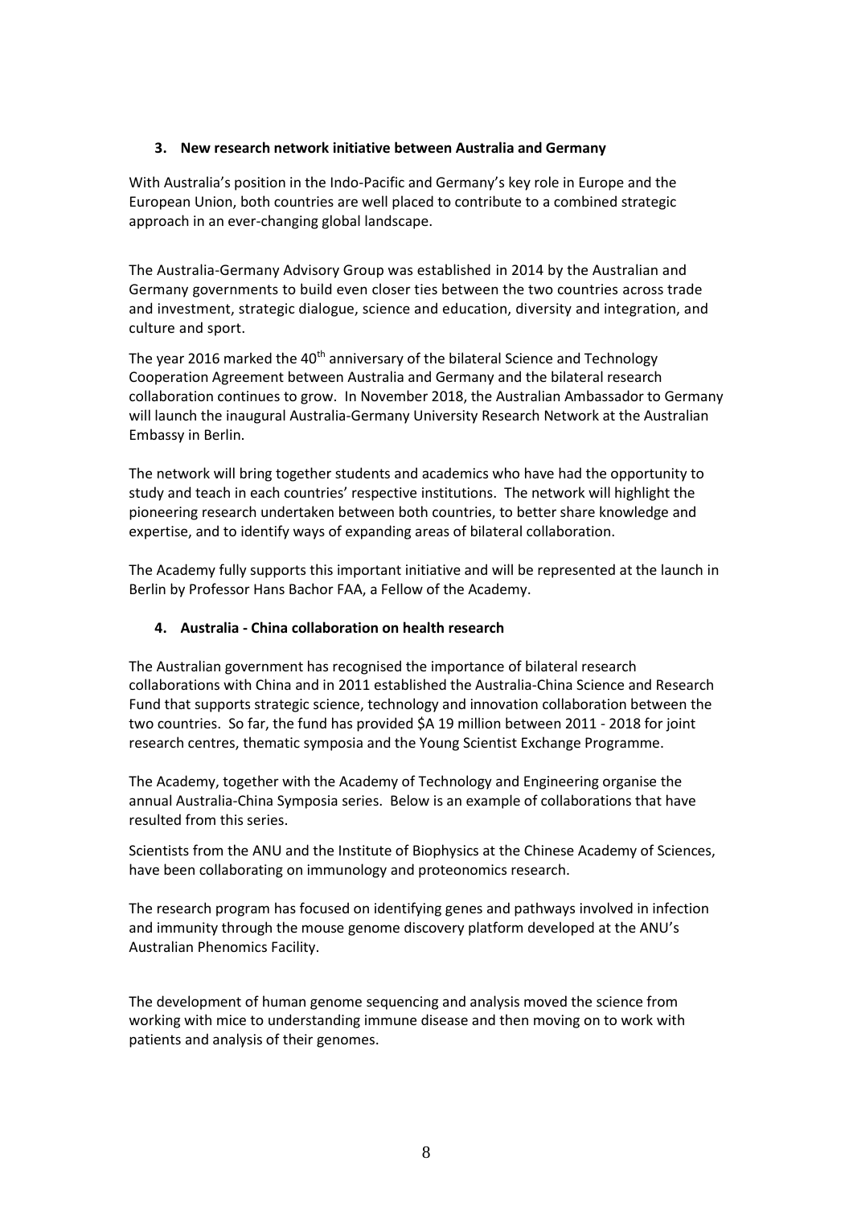### 3. New research network initiative between Australia and Germany

With Australia's position in the Indo-Pacific and Germany's key role in Europe and the European Union, both countries are well placed to contribute to a combined strategic approach in an ever-changing global landscape.

The Australia-Germany Advisory Group was established in 2014 by the Australian and Germany governments to build even closer ties between the two countries across trade and investment, strategic dialogue, science and education, diversity and integration, and culture and sport.

The year 2016 marked the 40th anniversary of the bilateral Science and Technology Cooperation Agreement between Australia and Germany and the bilateral research collaboration continues to grow. In November 2018, the Australian Ambassador to Germany will launch the inaugural Australia-Germany University Research Network at the Australian Embassy in Berlin.

The network will bring together students and academics who have had the opportunity to study and teach in each countries' respective institutions. The network will highlight the pioneering research undertaken between both countries, to better share knowledge and expertise, and to identify ways of expanding areas of bilateral collaboration.

The Academy fully supports this important initiative and will be represented at the launch in Berlin by Professor Hans Bachor FAA, a Fellow of the Academy.

### 4. Australia - China collaboration on health research

The Australian government has recognised the importance of bilateral research collaborations with China and in 2011 established the Australia-China Science and Research Fund that supports strategic science, technology and innovation collaboration between the two countries. So far, the fund has provided $A 19 million between 2011 - 2018 for joint research centres, thematic symposia and the Young Scientist Exchange Programme.

The Academy, together with the Academy of Technology and Engineering organise the annual Australia-China Symposia series. Below is an example of collaborations that have resulted from this series.

Scientists from the ANU and the Institute of Biophysics at the Chinese Academy of Sciences, have been collaborating on immunology and proteonomics research.

The research program has focused on identifying genes and pathways involved in infection and immunity through the mouse genome discovery platform developed at the ANU's Australian Phenomics Facility.

The development of human genome sequencing and analysis moved the science from working with mice to understanding immune disease and then moving on to work with patients and analysis of their genomes.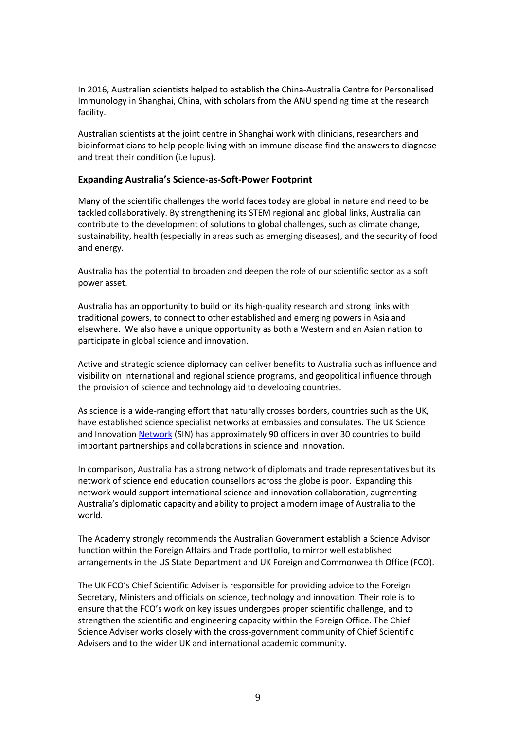In 2016, Australian scientists helped to establish the China-Australia Centre for Personalised Immunology in Shanghai, China, with scholars from the ANU spending time at the research facility.

Australian scientists at the joint centre in Shanghai work with clinicians, researchers and bioinformaticians to help people living with an immune disease find the answers to diagnose and treat their condition (i.e lupus).

### Expanding Australia's Science-as-Soft-Power Footprint

Many of the scientific challenges the world faces today are global in nature and need to be tackled collaboratively. By strengthening its STEM regional and global links, Australia can contribute to the development of solutions to global challenges, such as climate change, sustainability, health (especially in areas such as emerging diseases), and the security of food and energy.

Australia has the potential to broaden and deepen the role of our scientific sector as a soft power asset.

Australia has an opportunity to build on its high-quality research and strong links with traditional powers, to connect to other established and emerging powers in Asia and elsewhere. We also have a unique opportunity as both a Western and an Asian nation to participate in global science and innovation.

Active and strategic science diplomacy can deliver benefits to Australia such as influence and visibility on international and regional science programs, and geopolitical influence through the provision of science and technology aid to developing countries.

As science is a wide-ranging effort that naturally crosses borders, countries such as the UK, have established science specialist networks at embassies and consulates. The UK Science and Innovation Network (SIN) has approximately 90 officers in over 30 countries to build important partnerships and collaborations in science and innovation.

In comparison, Australia has a strong network of diplomats and trade representatives but its network of science end education counsellors across the globe is poor. Expanding this network would support international science and innovation collaboration, augmenting Australia's diplomatic capacity and ability to project a modern image of Australia to the world.

The Academy strongly recommends the Australian Government establish a Science Advisor function within the Foreign Affairs and Trade portfolio, to mirror well established arrangements in the US State Department and UK Foreign and Commonwealth Office (FCO).

The UK FCO's Chief Scientific Adviser is responsible for providing advice to the Foreign Secretary, Ministers and officials on science, technology and innovation. Their role is to ensure that the FCO's work on key issues undergoes proper scientific challenge, and to strengthen the scientific and engineering capacity within the Foreign Office. The Chief Science Adviser works closely with the cross-government community of Chief Scientific Advisers and to the wider UK and international academic community.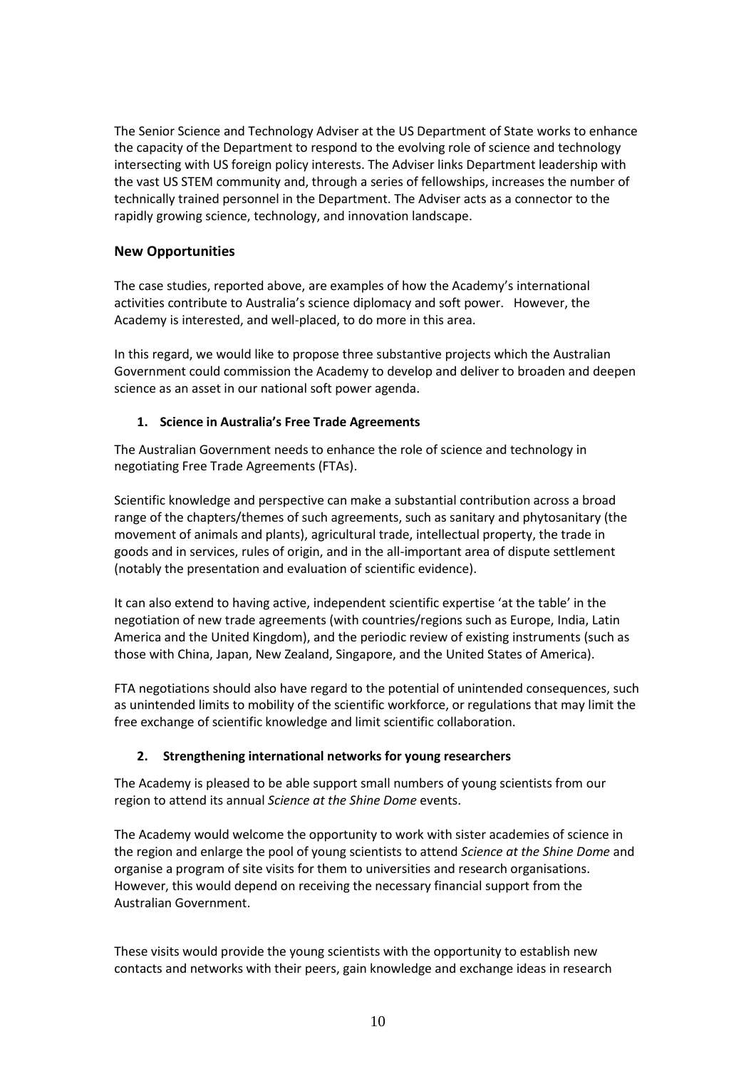The Senior Science and Technology Adviser at the US Department of State works to enhance the capacity of the Department to respond to the evolving role of science and technology intersecting with US foreign policy interests. The Adviser links Department leadership with the vast US STEM community and, through a series of fellowships, increases the number of technically trained personnel in the Department. The Adviser acts as a connector to the rapidly growing science, technology, and innovation landscape.

## New Opportunities

The case studies, reported above, are examples of how the Academy's international activities contribute to Australia's science diplomacy and soft power. However, the Academy is interested, and well-placed, to do more in this area.

In this regard, we would like to propose three substantive projects which the Australian Government could commission the Academy to develop and deliver to broaden and deepen science as an asset in our national soft power agenda.

### 1. Science in Australia's Free Trade Agreements

The Australian Government needs to enhance the role of science and technology in negotiating Free Trade Agreements (FTAs).

Scientific knowledge and perspective can make a substantial contribution across a broad range of the chapters/themes of such agreements, such as sanitary and phytosanitary (the movement of animals and plants), agricultural trade, intellectual property, the trade in goods and in services, rules of origin, and in the all-important area of dispute settlement (notably the presentation and evaluation of scientific evidence).

It can also extend to having active, independent scientific expertise 'at the table' in the negotiation of new trade agreements (with countries/regions such as Europe, India, Latin America and the United Kingdom), and the periodic review of existing instruments (such as those with China, Japan, New Zealand, Singapore, and the United States of America).

FTA negotiations should also have regard to the potential of unintended consequences, such as unintended limits to mobility of the scientific workforce, or regulations that may limit the free exchange of scientific knowledge and limit scientific collaboration.

### 2. Strengthening international networks for young researchers

The Academy is pleased to be able support small numbers of young scientists from our region to attend its annual *Science at the Shine Dome* events.

The Academy would welcome the opportunity to work with sister academies of science in the region and enlarge the pool of young scientists to attend *Science at the Shine Dome* and organise a program of site visits for them to universities and research organisations. However, this would depend on receiving the necessary financial support from the Australian Government.

These visits would provide the young scientists with the opportunity to establish new contacts and networks with their peers, gain knowledge and exchange ideas in research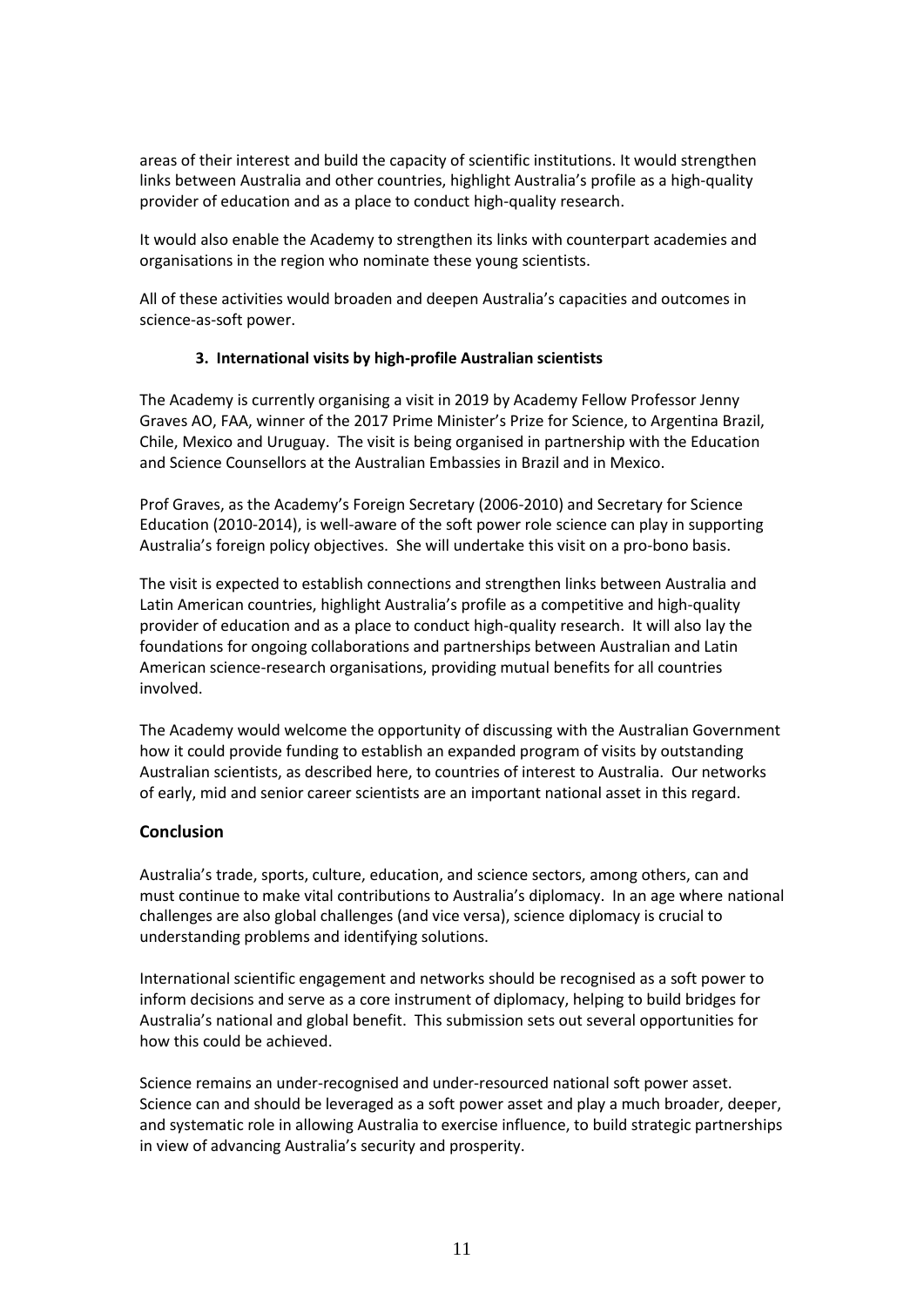areas of their interest and build the capacity of scientific institutions. It would strengthen links between Australia and other countries, highlight Australia's profile as a high-quality provider of education and as a place to conduct high-quality research.

It would also enable the Academy to strengthen its links with counterpart academies and organisations in the region who nominate these young scientists.

All of these activities would broaden and deepen Australia's capacities and outcomes in science-as-soft power.

### 3. International visits by high-profile Australian scientists

The Academy is currently organising a visit in 2019 by Academy Fellow Professor Jenny Graves AO, FAA, winner of the 2017 Prime Minister's Prize for Science, to Argentina Brazil, Chile, Mexico and Uruguay. The visit is being organised in partnership with the Education and Science Counsellors at the Australian Embassies in Brazil and in Mexico.

Prof Graves, as the Academy's Foreign Secretary (2006-2010) and Secretary for Science Education (2010-2014), is well-aware of the soft power role science can play in supporting Australia's foreign policy objectives. She will undertake this visit on a pro-bono basis.

The visit is expected to establish connections and strengthen links between Australia and Latin American countries, highlight Australia's profile as a competitive and high-quality provider of education and as a place to conduct high-quality research. It will also lay the foundations for ongoing collaborations and partnerships between Australian and Latin American science-research organisations, providing mutual benefits for all countries involved.

The Academy would welcome the opportunity of discussing with the Australian Government how it could provide funding to establish an expanded program of visits by outstanding Australian scientists, as described here, to countries of interest to Australia. Our networks of early, mid and senior career scientists are an important national asset in this regard.

## Conclusion

Australia's trade, sports, culture, education, and science sectors, among others, can and must continue to make vital contributions to Australia's diplomacy. In an age where national challenges are also global challenges (and vice versa), science diplomacy is crucial to understanding problems and identifying solutions.

International scientific engagement and networks should be recognised as a soft power to inform decisions and serve as a core instrument of diplomacy, helping to build bridges for Australia's national and global benefit. This submission sets out several opportunities for how this could be achieved.

Science remains an under-recognised and under-resourced national soft power asset. Science can and should be leveraged as a soft power asset and play a much broader, deeper, and systematic role in allowing Australia to exercise influence, to build strategic partnerships in view of advancing Australia's security and prosperity.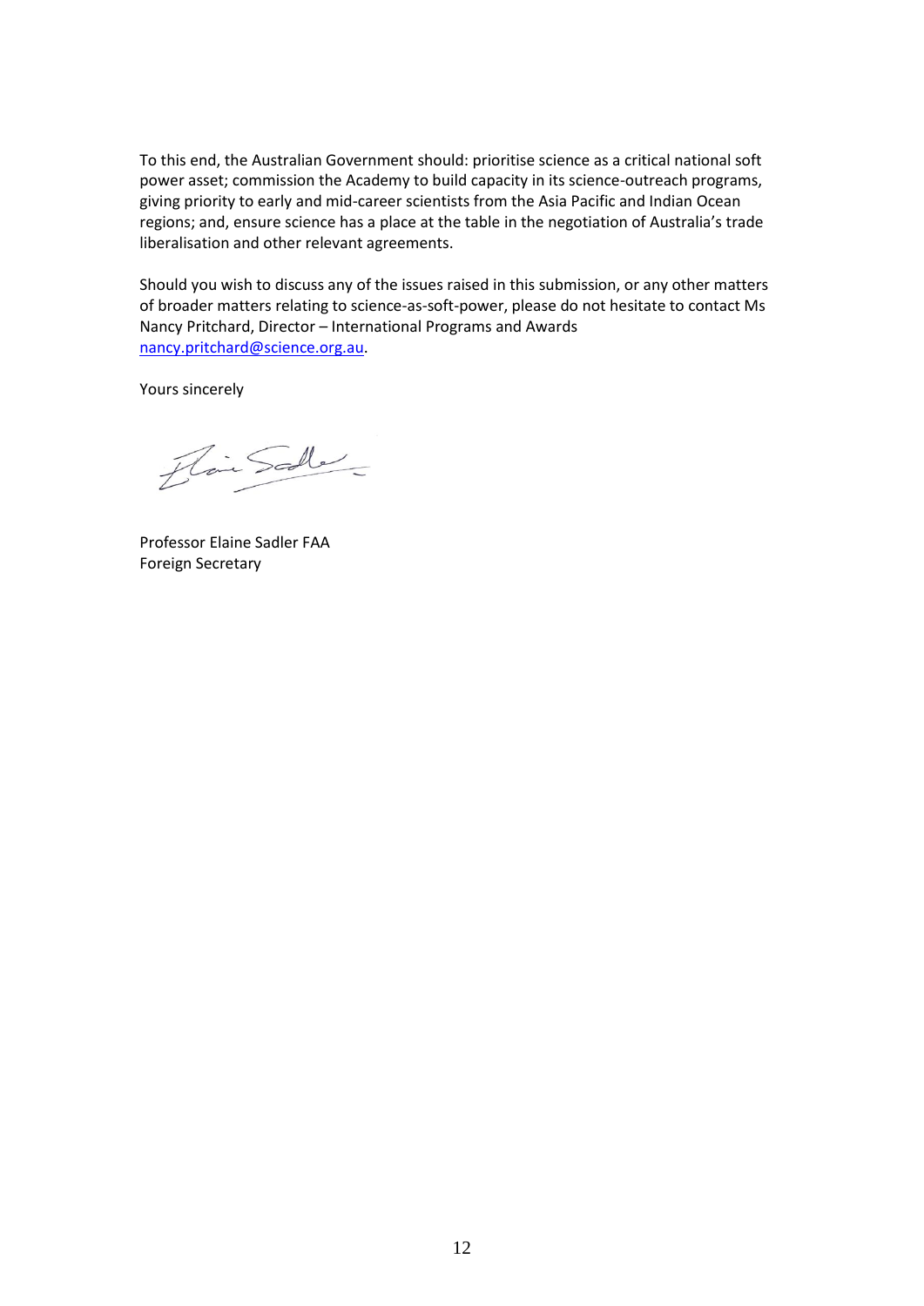To this end, the Australian Government should: prioritise science as a critical national soft power asset; commission the Academy to build capacity in its science-outreach programs, giving priority to early and mid-career scientists from the Asia Pacific and Indian Ocean regions; and, ensure science has a place at the table in the negotiation of Australia's trade liberalisation and other relevant agreements.

Should you wish to discuss any of the issues raised in this submission, or any other matters of broader matters relating to science-as-soft-power, please do not hesitate to contact Ms Nancy Pritchard, Director – International Programs and Awards nancy.pritchard@science.org.au.

Yours sincerely

Professor Elaine Sadler FAA
Foreign Secretary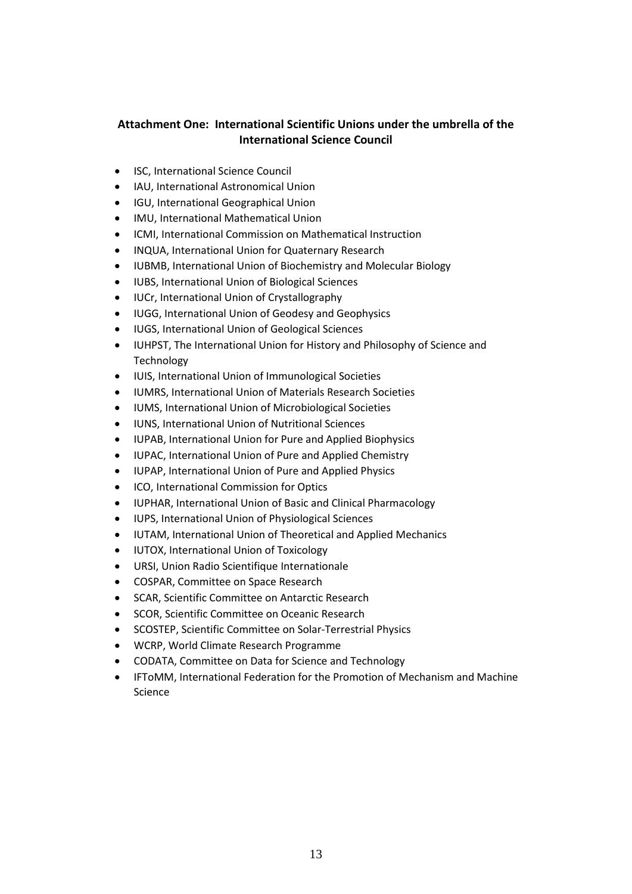**Attachment One: International Scientific Unions under the umbrella of the International Science Council**

- ISC, International Science Council
- IAU, International Astronomical Union
- IGU, International Geographical Union
- IMU, International Mathematical Union
- ICMI, International Commission on Mathematical Instruction
- INQUA, International Union for Quaternary Research
- IUBMB, International Union of Biochemistry and Molecular Biology
- IUBS, International Union of Biological Sciences
- IUCr, International Union of Crystallography
- IUGG, International Union of Geodesy and Geophysics
- IUGS, International Union of Geological Sciences
- IUHPST, The International Union for History and Philosophy of Science and Technology
- IUIS, International Union of Immunological Societies
- IUMRS, International Union of Materials Research Societies
- IUMS, International Union of Microbiological Societies
- IUNS, International Union of Nutritional Sciences
- IUPAB, International Union for Pure and Applied Biophysics
- IUPAC, International Union of Pure and Applied Chemistry
- IUPAP, International Union of Pure and Applied Physics
- ICO, International Commission for Optics
- IUPHAR, International Union of Basic and Clinical Pharmacology
- IUPS, International Union of Physiological Sciences
- IUTAM, International Union of Theoretical and Applied Mechanics
- IUTOX, International Union of Toxicology
- URSI, Union Radio Scientifique Internationale
- COSPAR, Committee on Space Research
- SCAR, Scientific Committee on Antarctic Research
- SCOR, Scientific Committee on Oceanic Research
- SCOSTEP, Scientific Committee on Solar-Terrestrial Physics
- WCRP, World Climate Research Programme
- CODATA, Committee on Data for Science and Technology
- IFToMM, International Federation for the Promotion of Mechanism and Machine Science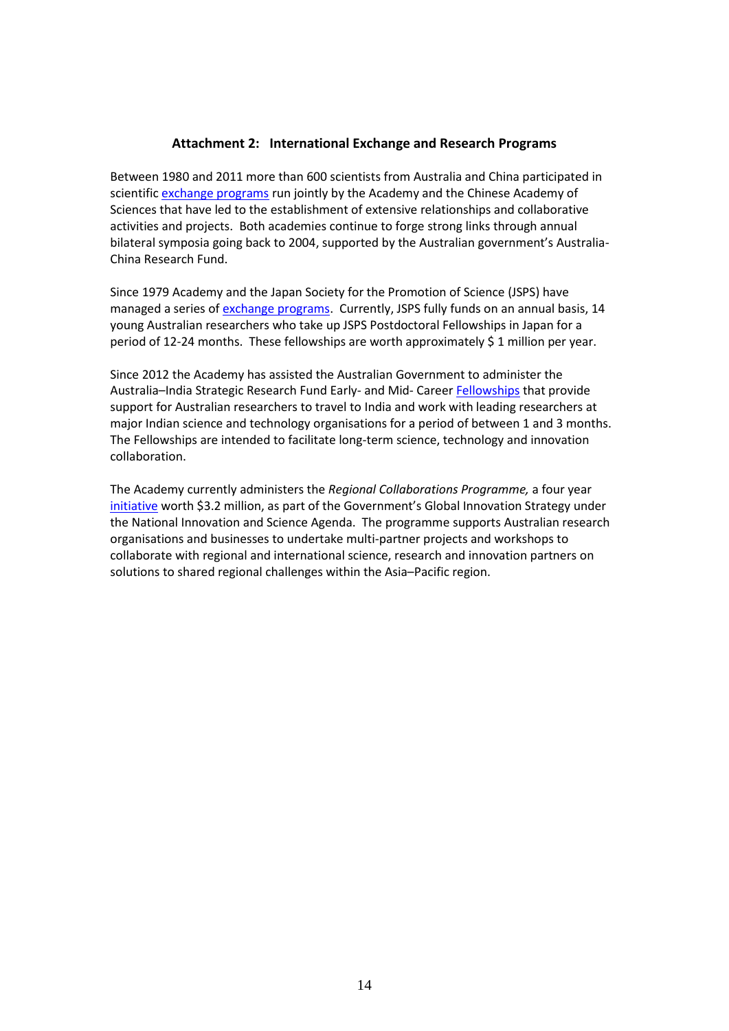## Attachment 2: International Exchange and Research Programs

Between 1980 and 2011 more than 600 scientists from Australia and China participated in scientific exchange programs run jointly by the Academy and the Chinese Academy of Sciences that have led to the establishment of extensive relationships and collaborative activities and projects. Both academies continue to forge strong links through annual bilateral symposia going back to 2004, supported by the Australian government's Australia-China Research Fund.

Since 1979 Academy and the Japan Society for the Promotion of Science (JSPS) have managed a series of exchange programs. Currently, JSPS fully funds on an annual basis, 14 young Australian researchers who take up JSPS Postdoctoral Fellowships in Japan for a period of 12-24 months. These fellowships are worth approximately $ 1 million per year.

Since 2012 the Academy has assisted the Australian Government to administer the Australia–India Strategic Research Fund Early- and Mid- Career Fellowships that provide support for Australian researchers to travel to India and work with leading researchers at major Indian science and technology organisations for a period of between 1 and 3 months. The Fellowships are intended to facilitate long-term science, technology and innovation collaboration.

The Academy currently administers the *Regional Collaborations Programme,* a four year initiative worth $3.2 million, as part of the Government's Global Innovation Strategy under the National Innovation and Science Agenda. The programme supports Australian research organisations and businesses to undertake multi-partner projects and workshops to collaborate with regional and international science, research and innovation partners on solutions to shared regional challenges within the Asia–Pacific region.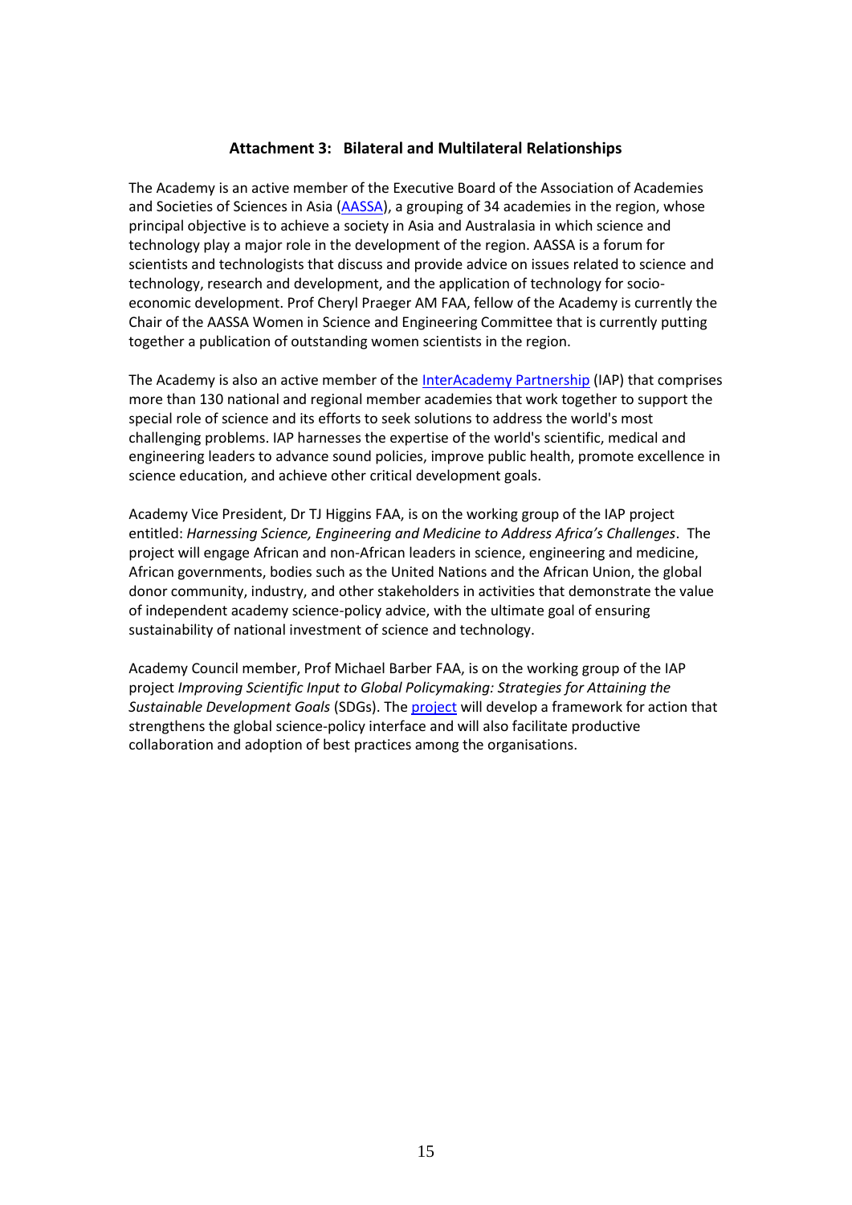## Attachment 3: Bilateral and Multilateral Relationships

The Academy is an active member of the Executive Board of the Association of Academies and Societies of Sciences in Asia (AASSA), a grouping of 34 academies in the region, whose principal objective is to achieve a society in Asia and Australasia in which science and technology play a major role in the development of the region. AASSA is a forum for scientists and technologists that discuss and provide advice on issues related to science and technology, research and development, and the application of technology for socio-economic development. Prof Cheryl Praeger AM FAA, fellow of the Academy is currently the Chair of the AASSA Women in Science and Engineering Committee that is currently putting together a publication of outstanding women scientists in the region.

The Academy is also an active member of the InterAcademy Partnership (IAP) that comprises more than 130 national and regional member academies that work together to support the special role of science and its efforts to seek solutions to address the world's most challenging problems. IAP harnesses the expertise of the world's scientific, medical and engineering leaders to advance sound policies, improve public health, promote excellence in science education, and achieve other critical development goals.

Academy Vice President, Dr TJ Higgins FAA, is on the working group of the IAP project entitled: *Harnessing Science, Engineering and Medicine to Address Africa's Challenges*. The project will engage African and non-African leaders in science, engineering and medicine, African governments, bodies such as the United Nations and the African Union, the global donor community, industry, and other stakeholders in activities that demonstrate the value of independent academy science-policy advice, with the ultimate goal of ensuring sustainability of national investment of science and technology.

Academy Council member, Prof Michael Barber FAA, is on the working group of the IAP project *Improving Scientific Input to Global Policymaking: Strategies for Attaining the Sustainable Development Goals* (SDGs). The project will develop a framework for action that strengthens the global science-policy interface and will also facilitate productive collaboration and adoption of best practices among the organisations.